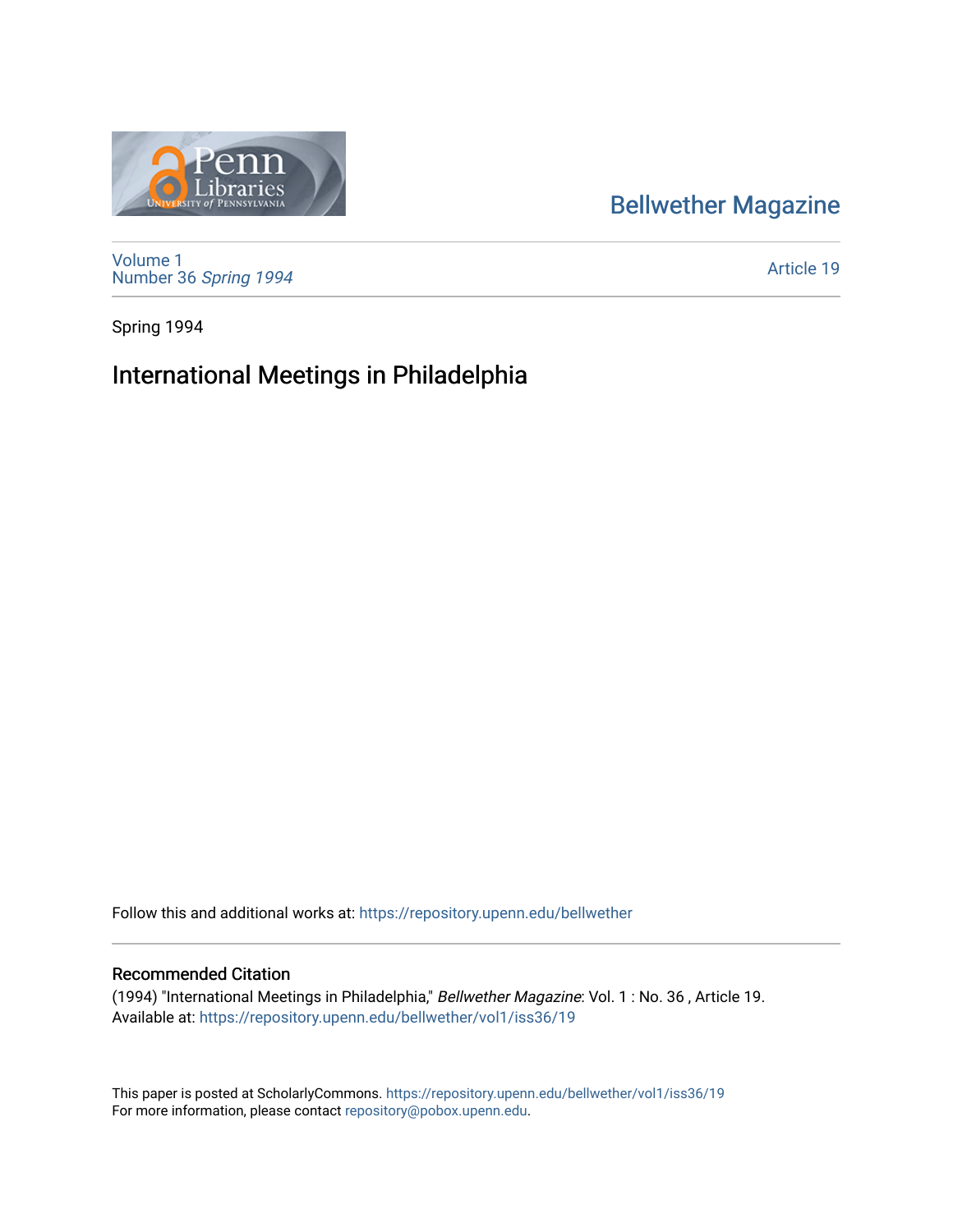Bellwether Magazine

Volume 1
Number 36 *Spring 1994*

Article 19

Spring 1994

# International Meetings in Philadelphia

Follow this and additional works at: https://repository.upenn.edu/bellwether

## Recommended Citation

(1994) "International Meetings in Philadelphia," *Bellwether Magazine*: Vol. 1 : No. 36 , Article 19.
Available at: https://repository.upenn.edu/bellwether/vol1/iss36/19

This paper is posted at ScholarlyCommons. https://repository.upenn.edu/bellwether/vol1/iss36/19
For more information, please contact repository@pobox.upenn.edu.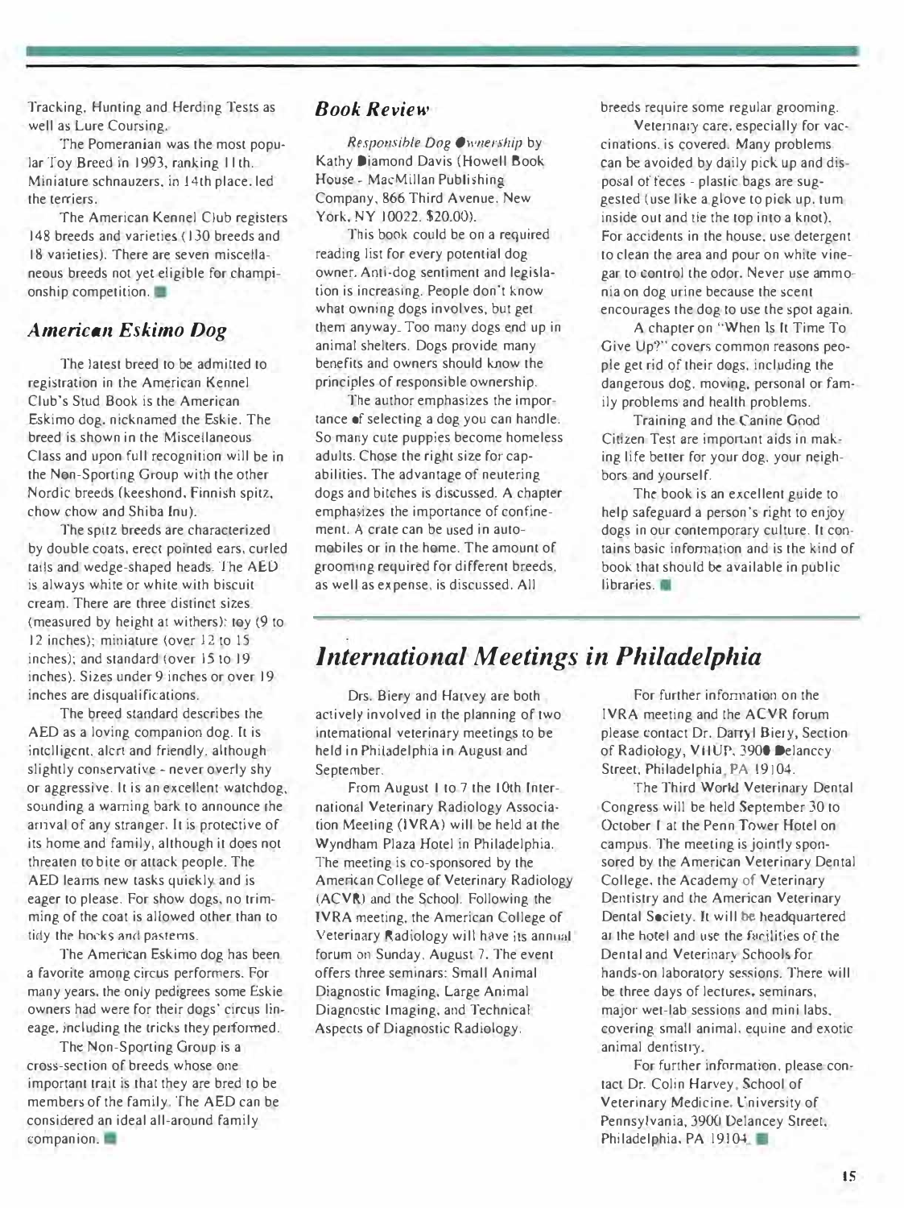Tracking, Hunting and Herding Tests as well as Lure Coursing.

The Pomeranian was the most popular Toy Breed in 1993, ranking 11th. Miniature schnauzers, in 14th place, led the terriers.

The American Kennel Club registers 148 breeds and varieties (130 breeds and 18 varieties). There are seven miscellaneous breeds not yet eligible for championship competition. ■

## American Eskimo Dog

The latest breed to be admitted to registration in the American Kennel Club's Stud Book is the American Eskimo dog, nicknamed the Eskie. The breed is shown in the Miscellaneous Class and upon full recognition will be in the Non-Sporting Group with the other Nordic breeds (keeshond, Finnish spitz, chow chow and Shiba Inu).

The spitz breeds are characterized by double coats, erect pointed ears, curled tails and wedge-shaped heads. The AED is always white or white with biscuit cream. There are three distinct sizes (measured by height at withers): toy (9 to 12 inches); miniature (over 12 to 15 inches); and standard (over 15 to 19 inches). Sizes under 9 inches or over 19 inches are disqualifications.

The breed standard describes the AED as a loving companion dog. It is intelligent, alert and friendly, although slightly conservative - never overly shy or aggressive. It is an excellent watchdog, sounding a warning bark to announce the arrival of any stranger. It is protective of its home and family, although it does not threaten to bite or attack people. The AED learns new tasks quickly and is eager to please. For show dogs, no trimming of the coat is allowed other than to tidy the hocks and pasterns.

The American Eskimo dog has been a favorite among circus performers. For many years, the only pedigrees some Eskie owners had were for their dogs' circus lineage, including the tricks they performed.

The Non-Sporting Group is a cross-section of breeds whose one important trait is that they are bred to be members of the family. The AED can be considered an ideal all-around family companion. ■

## Book Review

*Responsible Dog Ownership* by Kathy Diamond Davis (Howell Book House - MacMillan Publishing Company, 866 Third Avenue, New York, NY 10022, $20.00).

This book could be on a required reading list for every potential dog owner. Anti-dog sentiment and legislation is increasing. People don't know what owning dogs involves, but get them anyway. Too many dogs end up in animal shelters. Dogs provide many benefits and owners should know the principles of responsible ownership.

The author emphasizes the importance of selecting a dog you can handle. So many cute puppies become homeless adults. Chose the right size for capabilities. The advantage of neutering dogs and bitches is discussed. A chapter emphasizes the importance of confinement. A crate can be used in automobiles or in the home. The amount of grooming required for different breeds, as well as expense, is discussed. All breeds require some regular grooming.

Veterinary care, especially for vaccinations, is covered. Many problems can be avoided by daily pick up and disposal of feces - plastic bags are suggested (use like a glove to pick up, turn inside out and tie the top into a knot). For accidents in the house, use detergent to clean the area and pour on white vinegar to control the odor. Never use ammonia on dog urine because the scent encourages the dog to use the spot again.

A chapter on "When Is It Time To Give Up?" covers common reasons people get rid of their dogs, including the dangerous dog, moving, personal or family problems and health problems.

Training and the Canine Good Citizen Test are important aids in making life better for your dog, your neighbors and yourself.

The book is an excellent guide to help safeguard a person's right to enjoy dogs in our contemporary culture. It contains basic information and is the kind of book that should be available in public libraries. ■

# International Meetings in Philadelphia

Drs. Biery and Harvey are both actively involved in the planning of two international veterinary meetings to be held in Philadelphia in August and September.

From August 1 to 7 the 10th International Veterinary Radiology Association Meeting (IVRA) will be held at the Wyndham Plaza Hotel in Philadelphia. The meeting is co-sponsored by the American College of Veterinary Radiology (ACVR) and the School. Following the IVRA meeting, the American College of Veterinary Radiology will have its annual forum on Sunday, August 7. The event offers three seminars: Small Animal Diagnostic Imaging, Large Animal Diagnostic Imaging, and Technical Aspects of Diagnostic Radiology.

For further information on the IVRA meeting and the ACVR forum please contact Dr. Darryl Biery, Section of Radiology, VHUP, 3900 Delancey Street, Philadelphia, PA 19104.

The Third World Veterinary Dental Congress will be held September 30 to October 1 at the Penn Tower Hotel on campus. The meeting is jointly sponsored by the American Veterinary Dental College, the Academy of Veterinary Dentistry and the American Veterinary Dental Society. It will be headquartered at the hotel and use the facilities of the Dental and Veterinary Schools for hands-on laboratory sessions. There will be three days of lectures, seminars, major wet-lab sessions and mini labs, covering small animal, equine and exotic animal dentistry.

For further information, please contact Dr. Colin Harvey, School of Veterinary Medicine, University of Pennsylvania, 3900 Delancey Street, Philadelphia, PA 19104. ■